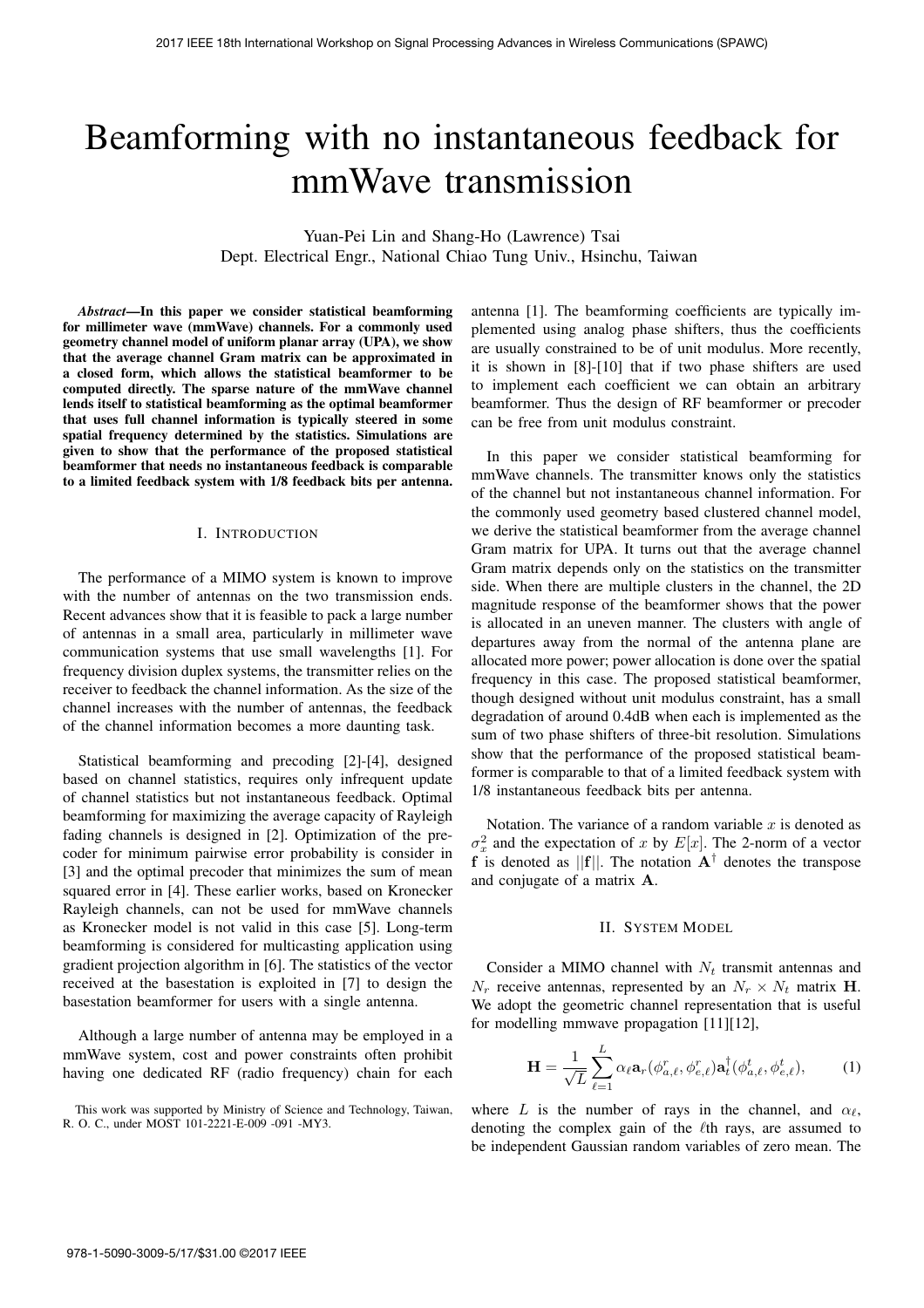# Beamforming with no instantaneous feedback for mmWave transmission

Yuan-Pei Lin and Shang-Ho (Lawrence) Tsai
Dept. Electrical Engr., National Chiao Tung Univ., Hsinchu, Taiwan

***Abstract*—In this paper we consider statistical beamforming for millimeter wave (mmWave) channels. For a commonly used geometry channel model of uniform planar array (UPA), we show that the average channel Gram matrix can be approximated in a closed form, which allows the statistical beamformer to be computed directly. The sparse nature of the mmWave channel lends itself to statistical beamforming as the optimal beamformer that uses full channel information is typically steered in some spatial frequency determined by the statistics. Simulations are given to show that the performance of the proposed statistical beamformer that needs no instantaneous feedback is comparable to a limited feedback system with 1/8 feedback bits per antenna.**

## I. Introduction

The performance of a MIMO system is known to improve with the number of antennas on the two transmission ends. Recent advances show that it is feasible to pack a large number of antennas in a small area, particularly in millimeter wave communication systems that use small wavelengths [1]. For frequency division duplex systems, the transmitter relies on the receiver to feedback the channel information. As the size of the channel increases with the number of antennas, the feedback of the channel information becomes a more daunting task.

Statistical beamforming and precoding [2]-[4], designed based on channel statistics, requires only infrequent update of channel statistics but not instantaneous feedback. Optimal beamforming for maximizing the average capacity of Rayleigh fading channels is designed in [2]. Optimization of the precoder for minimum pairwise error probability is consider in [3] and the optimal precoder that minimizes the sum of mean squared error in [4]. These earlier works, based on Kronecker Rayleigh channels, can not be used for mmWave channels as Kronecker model is not valid in this case [5]. Long-term beamforming is considered for multicasting application using gradient projection algorithm in [6]. The statistics of the vector received at the basestation is exploited in [7] to design the basestation beamformer for users with a single antenna.

Although a large number of antenna may be employed in a mmWave system, cost and power constraints often prohibit having one dedicated RF (radio frequency) chain for each antenna [1]. The beamforming coefficients are typically implemented using analog phase shifters, thus the coefficients are usually constrained to be of unit modulus. More recently, it is shown in [8]-[10] that if two phase shifters are used to implement each coefficient we can obtain an arbitrary beamformer. Thus the design of RF beamformer or precoder can be free from unit modulus constraint.

In this paper we consider statistical beamforming for mmWave channels. The transmitter knows only the statistics of the channel but not instantaneous channel information. For the commonly used geometry based clustered channel model, we derive the statistical beamformer from the average channel Gram matrix for UPA. It turns out that the average channel Gram matrix depends only on the statistics on the transmitter side. When there are multiple clusters in the channel, the 2D magnitude response of the beamformer shows that the power is allocated in an uneven manner. The clusters with angle of departures away from the normal of the antenna plane are allocated more power; power allocation is done over the spatial frequency in this case. The proposed statistical beamformer, though designed without unit modulus constraint, has a small degradation of around 0.4dB when each is implemented as the sum of two phase shifters of three-bit resolution. Simulations show that the performance of the proposed statistical beamformer is comparable to that of a limited feedback system with 1/8 instantaneous feedback bits per antenna.

Notation. The variance of a random variable $x$ is denoted as $\sigma_x^2$ and the expectation of $x$ by $E[x]$. The 2-norm of a vector $\mathbf{f}$ is denoted as $||\mathbf{f}||$. The notation $\mathbf{A}^\dagger$ denotes the transpose and conjugate of a matrix $\mathbf{A}$.

## II. System Model

Consider a MIMO channel with $N_t$ transmit antennas and $N_r$ receive antennas, represented by an $N_r \times N_t$ matrix $\mathbf{H}$. We adopt the geometric channel representation that is useful for modelling mmwave propagation [11][12],

$$\mathbf{H} = \frac{1}{\sqrt{L}} \sum_{\ell=1}^{L} \alpha_\ell \mathbf{a}_r(\phi_{a,\ell}^r, \phi_{e,\ell}^r) \mathbf{a}_t^\dagger(\phi_{a,\ell}^t, \phi_{e,\ell}^t), \qquad (1)$$

where $L$ is the number of rays in the channel, and $\alpha_\ell$, denoting the complex gain of the $\ell$th rays, are assumed to be independent Gaussian random variables of zero mean. The

This work was supported by Ministry of Science and Technology, Taiwan, R. O. C., under MOST 101-2221-E-009 -091 -MY3.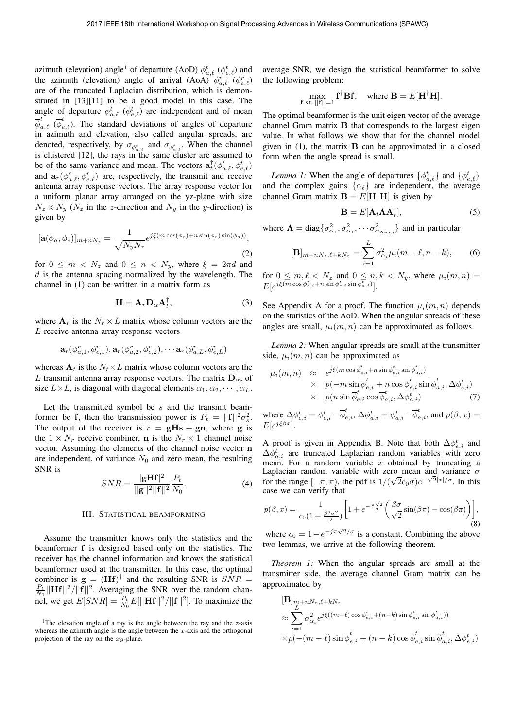azimuth (elevation) angle[1] of departure (AoD) $\phi^t_{a,\ell}$ ($\phi^t_{e,\ell}$) and the azimuth (elevation) angle of arrival (AoA) $\phi^r_{a,\ell}$ ($\phi^r_{e,\ell}$) are of the truncated Laplacian distribution, which is demonstrated in [13][11] to be a good model in this case. The angle of departure $\phi^t_{a,\ell}$ ($\phi^t_{e,\ell}$) are independent and of mean $\overline{\phi}^t_{a,\ell}$ ($\overline{\phi}^t_{e,\ell}$). The standard deviations of angles of departure in azimuth and elevation, also called angular spreads, are denoted, respectively, by $\sigma_{\phi^t_{a,\ell}}$ and $\sigma_{\phi^t_{e,\ell}}$. When the channel is clustered [12], the rays in the same cluster are assumed to be of the same variance and mean. The vectors $\mathbf{a}^\dagger_t(\phi^t_{a,\ell}, \phi^t_{e,\ell})$ and $\mathbf{a}_r(\phi^r_{a,\ell}, \phi^r_{e,\ell})$ are, respectively, the transmit and receive antenna array response vectors. The array response vector for a uniform planar array arranged on the yz-plane with size $N_z \times N_y$ ($N_z$ in the $z$-direction and $N_y$ in the $y$-direction) is given by

$$[\mathbf{a}(\phi_a, \phi_e)]_{m+nN_z} = \frac{1}{\sqrt{N_y N_z}} e^{j\xi(m\cos(\phi_e)+n\sin(\phi_e)\sin(\phi_a))}, \tag{2}$$

for $0 \le m < N_z$ and $0 \le n < N_y$, where $\xi = 2\pi d$ and $d$ is the antenna spacing normalized by the wavelength. The channel in (1) can be written in a matrix form as

$$\mathbf{H} = \mathbf{A}_r \mathbf{D}_\alpha \mathbf{A}^\dagger_t, \tag{3}$$

where $\mathbf{A}_r$ is the $N_r \times L$ matrix whose column vectors are the $L$ receive antenna array response vectors

$$\mathbf{a}_r(\phi^r_{a,1}, \phi^r_{e,1}), \mathbf{a}_r(\phi^r_{a,2}, \phi^r_{e,2}), \cdots \mathbf{a}_r(\phi^r_{a,L}, \phi^r_{e,L})$$

whereas $\mathbf{A}_t$ is the $N_t \times L$ matrix whose column vectors are the $L$ transmit antenna array response vectors. The matrix $\mathbf{D}_\alpha$, of size $L \times L$, is diagonal with diagonal elements $\alpha_1, \alpha_2, \cdots, \alpha_L$.

Let the transmitted symbol be $s$ and the transmit beamformer be $\mathbf{f}$, then the transmission power is $P_t = ||\mathbf{f}||^2 \sigma^2_s$. The output of the receiver is $r = \mathbf{gHs} + \mathbf{gn}$, where $\mathbf{g}$ is the $1 \times N_r$ receive combiner, $\mathbf{n}$ is the $N_r \times 1$ channel noise vector. Assuming the elements of the channel noise vector $\mathbf{n}$ are independent, of variance $N_0$ and zero mean, the resulting SNR is

$$SNR = \frac{|\mathbf{gHf}|^2}{||\mathbf{g}||^2 ||\mathbf{f}||^2} \frac{P_t}{N_0}. \tag{4}$$

## III. Statistical beamforming

Assume the transmitter knows only the statistics and the beamformer $\mathbf{f}$ is designed based only on the statistics. The receiver has the channel information and knows the statistical beamformer used at the transmitter. In this case, the optimal combiner is $\mathbf{g} = (\mathbf{Hf})^\dagger$ and the resulting SNR is $SNR = \frac{P_t}{N_0}||\mathbf{Hf}||^2/||\mathbf{f}||^2$. Averaging the SNR over the random channel, we get $E[SNR] = \frac{P_t}{N_0} E[||\mathbf{Hf}||^2/||\mathbf{f}||^2]$. To maximize the average SNR, we design the statistical beamformer to solve the following problem:

$$\max_{\mathbf{f} \text{ s.t. } ||\mathbf{f}||=1} \mathbf{f}^\dagger \mathbf{B} \mathbf{f}, \quad \text{where } \mathbf{B} = E[\mathbf{H}^\dagger \mathbf{H}].$$

The optimal beamformer is the unit eigen vector of the average channel Gram matrix $\mathbf{B}$ that corresponds to the largest eigen value. In what follows we show that for the channel model given in (1), the matrix $\mathbf{B}$ can be approximated in a closed form when the angle spread is small.

*Lemma 1:* When the angle of departures $\{\phi^t_{a,\ell}\}$ and $\{\phi^t_{e,\ell}\}$ and the complex gains $\{\alpha_\ell\}$ are independent, the average channel Gram matrix $\mathbf{B} = E[\mathbf{H}^\dagger \mathbf{H}]$ is given by

$$\mathbf{B} = E[\mathbf{A}_t \mathbf{\Lambda} \mathbf{A}^\dagger_t], \tag{5}$$

where $\mathbf{\Lambda} = \text{diag}\{\sigma^2_{\alpha_1}, \sigma^2_{\alpha_1}, \cdots \sigma^2_{\alpha_{N_{ray}}}\}$ and in particular

$$[\mathbf{B}]_{m+nN_z, \ell+kN_z} = \sum_{i=1}^{L} \sigma^2_{\alpha_i} \mu_i(m-\ell, n-k), \tag{6}$$

for $0 \le m, \ell < N_z$ and $0 \le n, k < N_y$, where $\mu_i(m,n) = E[e^{j\xi(m\cos\phi^t_{e,i} + n\sin\phi^t_{e,i}\sin\phi^t_{a,i})}]$.

See Appendix A for a proof. The function $\mu_i(m,n)$ depends on the statistics of the AoD. When the angular spreads of these angles are small, $\mu_i(m,n)$ can be approximated as follows.

*Lemma 2:* When angular spreads are small at the transmitter side, $\mu_i(m,n)$ can be approximated as

$$\begin{aligned}
\mu_i(m,n) \quad &\approx \quad e^{j\xi(m\cos\overline{\phi}^t_{e,i} + n\sin\overline{\phi}^t_{e,i}\sin\overline{\phi}^t_{a,i})} \\
&\times \quad p(-m\sin\overline{\phi}^t_{e,i} + n\cos\overline{\phi}^t_{e,i}\sin\overline{\phi}^t_{a,i}, \Delta\phi^t_{e,i}) \\
&\times \quad p(n\sin\overline{\phi}^t_{e,i}\cos\overline{\phi}^t_{a,i}, \Delta\phi^t_{a,i})
\end{aligned} \tag{7}$$

where $\Delta\phi^t_{e,i} = \phi^t_{e,i} - \overline{\phi}^t_{e,i}$, $\Delta\phi^t_{a,i} = \phi^t_{a,i} - \overline{\phi}^t_{a,i}$, and $p(\beta, x) = E[e^{j\xi\beta x}]$.

A proof is given in Appendix B. Note that both $\Delta\phi^t_{e,i}$ and $\Delta\phi^t_{a,i}$ are truncated Laplacian random variables with zero mean. For a random variable $x$ obtained by truncating a Laplacian random variable with zero mean and variance $\sigma$ for the range $[-\pi, \pi)$, the pdf is $1/(\sqrt{2}c_0\sigma)e^{-\sqrt{2}|x|/\sigma}$. In this case we can verify that

$$p(\beta, x) = \frac{1}{c_0(1 + \frac{\beta^2\sigma^2}{2})}\left[1 + e^{-\frac{\pi\sqrt{2}}{\sigma}}\left(\frac{\beta\sigma}{\sqrt{2}}\sin(\beta\pi) - \cos(\beta\pi)\right)\right], \tag{8}$$

where $c_0 = 1 - e^{-j\pi\sqrt{2}/\sigma}$ is a constant. Combining the above two lemmas, we arrive at the following theorem.

*Theorem 1:* When the angular spreads are small at the transmitter side, the average channel Gram matrix can be approximated by

$$\begin{aligned}
&[\mathbf{B}]_{m+nN_z, \ell+kN_z} \\
&\approx \sum_{i=1}^{L} \sigma^2_{\alpha_i} e^{j\xi((m-\ell)\cos\overline{\phi}^t_{e,i} + (n-k)\sin\overline{\phi}^t_{e,i}\sin\overline{\phi}^t_{a,i})} \\
&\times p(-(m-\ell)\sin\overline{\phi}^t_{e,i} + (n-k)\cos\overline{\phi}^t_{e,i}\sin\overline{\phi}^t_{a,i}, \Delta\phi^t_{e,i})
\end{aligned}$$

[1]The elevation angle of a ray is the angle between the ray and the $z$-axis whereas the azimuth angle is the angle between the $x$-axis and the orthogonal projection of the ray on the $xy$-plane.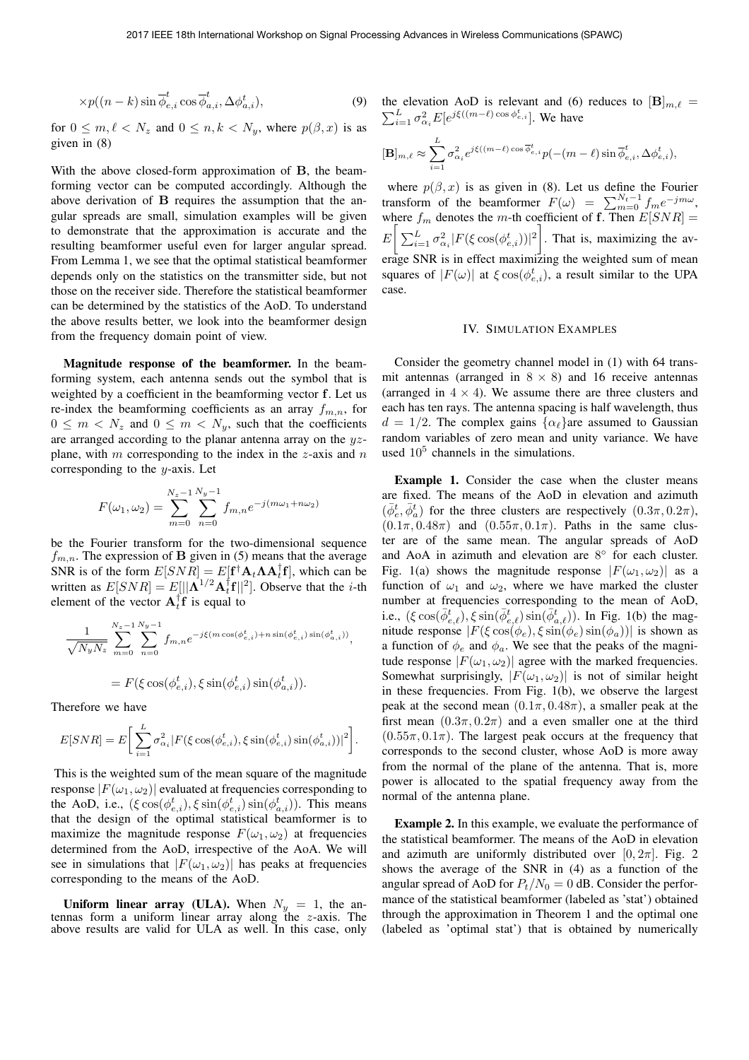$$\times p((n-k)\sin\overline{\phi}_{e,i}^{t}\cos\overline{\phi}_{a,i}^{t}, \Delta\phi_{a,i}^{t}), \tag{9}$$

for $0 \leq m, \ell < N_z$ and $0 \leq n, k < N_y$, where $p(\beta, x)$ is as given in (8)

With the above closed-form approximation of $\mathbf{B}$, the beamforming vector can be computed accordingly. Although the above derivation of $\mathbf{B}$ requires the assumption that the angular spreads are small, simulation examples will be given to demonstrate that the approximation is accurate and the resulting beamformer useful even for larger angular spread. From Lemma 1, we see that the optimal statistical beamformer depends only on the statistics on the transmitter side, but not those on the receiver side. Therefore the statistical beamformer can be determined by the statistics of the AoD. To understand the above results better, we look into the beamformer design from the frequency domain point of view.

**Magnitude response of the beamformer.** In the beamforming system, each antenna sends out the symbol that is weighted by a coefficient in the beamforming vector $\mathbf{f}$. Let us re-index the beamforming coefficients as an array $f_{m,n}$, for $0 \leq m < N_z$ and $0 \leq m < N_y$, such that the coefficients are arranged according to the planar antenna array on the $yz$-plane, with $m$ corresponding to the index in the $z$-axis and $n$ corresponding to the $y$-axis. Let

$$F(\omega_1, \omega_2) = \sum_{m=0}^{N_z-1}\sum_{n=0}^{N_y-1} f_{m,n}e^{-j(m\omega_1+n\omega_2)}$$

be the Fourier transform for the two-dimensional sequence $f_{m,n}$. The expression of $\mathbf{B}$ given in (5) means that the average SNR is of the form $E[SNR] = E[\mathbf{f}^{\dagger}\mathbf{A}_t\mathbf{\Lambda}\mathbf{A}_t^{\dagger}\mathbf{f}]$, which can be written as $E[SNR] = E[||\mathbf{\Lambda}^{1/2}\mathbf{A}_t^{\dagger}\mathbf{f}||^2]$. Observe that the $i$-th element of the vector $\mathbf{A}_t^{\dagger}\mathbf{f}$ is equal to

$$\frac{1}{\sqrt{N_yN_z}}\sum_{m=0}^{N_z-1}\sum_{n=0}^{N_y-1} f_{m,n}e^{-j\xi(m\cos(\phi_{e,i}^t)+n\sin(\phi_{e,i}^t)\sin(\phi_{a,i}^t))},$$

$$= F(\xi\cos(\phi_{e,i}^t), \xi\sin(\phi_{e,i}^t)\sin(\phi_{a,i}^t)).$$

Therefore we have

$$E[SNR] = E\bigg[\sum_{i=1}^{L}\sigma_{\alpha_i}^2|F(\xi\cos(\phi_{e,i}^t), \xi\sin(\phi_{e,i}^t)\sin(\phi_{a,i}^t))|^2\bigg].$$

This is the weighted sum of the mean square of the magnitude response $|F(\omega_1, \omega_2)|$ evaluated at frequencies corresponding to the AoD, i.e., $(\xi\cos(\phi_{e,i}^t), \xi\sin(\phi_{e,i}^t)\sin(\phi_{a,i}^t))$. This means that the design of the optimal statistical beamformer is to maximize the magnitude response $F(\omega_1, \omega_2)$ at frequencies determined from the AoD, irrespective of the AoA. We will see in simulations that $|F(\omega_1, \omega_2)|$ has peaks at frequencies corresponding to the means of the AoD.

**Uniform linear array (ULA).** When $N_y = 1$, the antennas form a uniform linear array along the $z$-axis. The above results are valid for ULA as well. In this case, only the elevation AoD is relevant and (6) reduces to $[\mathbf{B}]_{m,\ell} = \sum_{i=1}^{L}\sigma_{\alpha_i}^2 E[e^{j\xi((m-\ell)\cos\phi_{e,i}^t}]$. We have

$$[\mathbf{B}]_{m,\ell} \approx \sum_{i=1}^{L}\sigma_{\alpha_i}^2 e^{j\xi((m-\ell)\cos\overline{\phi}_{e,i}^t} p(-(m-\ell)\sin\overline{\phi}_{e,i}^t, \Delta\phi_{e,i}^t),$$

where $p(\beta, x)$ is as given in (8). Let us define the Fourier transform of the beamformer $F(\omega) = \sum_{m=0}^{N_t-1} f_m e^{-jm\omega}$, where $f_m$ denotes the $m$-th coefficient of $\mathbf{f}$. Then $E[SNR] = E\bigg[\sum_{i=1}^{L}\sigma_{\alpha_i}^2|F(\xi\cos(\phi_{e,i}^t))|^2\bigg]$. That is, maximizing the average SNR is in effect maximizing the weighted sum of mean squares of $|F(\omega)|$ at $\xi\cos(\phi_{e,i}^t)$, a result similar to the UPA case.

## IV. Simulation Examples

Consider the geometry channel model in (1) with 64 transmit antennas (arranged in $8 \times 8$) and 16 receive antennas (arranged in $4 \times 4$). We assume there are three clusters and each has ten rays. The antenna spacing is half wavelength, thus $d = 1/2$. The complex gains $\{\alpha_\ell\}$are assumed to Gaussian random variables of zero mean and unity variance. We have used $10^5$ channels in the simulations.

**Example 1.** Consider the case when the cluster means are fixed. The means of the AoD in elevation and azimuth $(\bar{\phi}_e^t, \bar{\phi}_a^t)$ for the three clusters are respectively $(0.3\pi, 0.2\pi)$, $(0.1\pi, 0.48\pi)$ and $(0.55\pi, 0.1\pi)$. Paths in the same cluster are of the same mean. The angular spreads of AoD and AoA in azimuth and elevation are $8^\circ$ for each cluster. Fig. 1(a) shows the magnitude response $|F(\omega_1, \omega_2)|$ as a function of $\omega_1$ and $\omega_2$, where we have marked the cluster number at frequencies corresponding to the mean of AoD, i.e., $(\xi\cos(\bar{\phi}_{e,\ell}^t), \xi\sin(\bar{\phi}_{e,\ell}^t)\sin(\bar{\phi}_{a,\ell}^t))$. In Fig. 1(b) the magnitude response $|F(\xi\cos(\phi_e), \xi\sin(\phi_e)\sin(\phi_a))|$ is shown as a function of $\phi_e$ and $\phi_a$. We see that the peaks of the magnitude response $|F(\omega_1, \omega_2)|$ agree with the marked frequencies. Somewhat surprisingly, $|F(\omega_1, \omega_2)|$ is not of similar height in these frequencies. From Fig. 1(b), we observe the largest peak at the second mean $(0.1\pi, 0.48\pi)$, a smaller peak at the first mean $(0.3\pi, 0.2\pi)$ and a even smaller one at the third $(0.55\pi, 0.1\pi)$. The largest peak occurs at the frequency that corresponds to the second cluster, whose AoD is more away from the normal of the plane of the antenna. That is, more power is allocated to the spatial frequency away from the normal of the antenna plane.

**Example 2.** In this example, we evaluate the performance of the statistical beamformer. The means of the AoD in elevation and azimuth are uniformly distributed over $[0, 2\pi]$. Fig. 2 shows the average of the SNR in (4) as a function of the angular spread of AoD for $P_t/N_0 = 0$ dB. Consider the performance of the statistical beamformer (labeled as 'stat') obtained through the approximation in Theorem 1 and the optimal one (labeled as 'optimal stat') that is obtained by numerically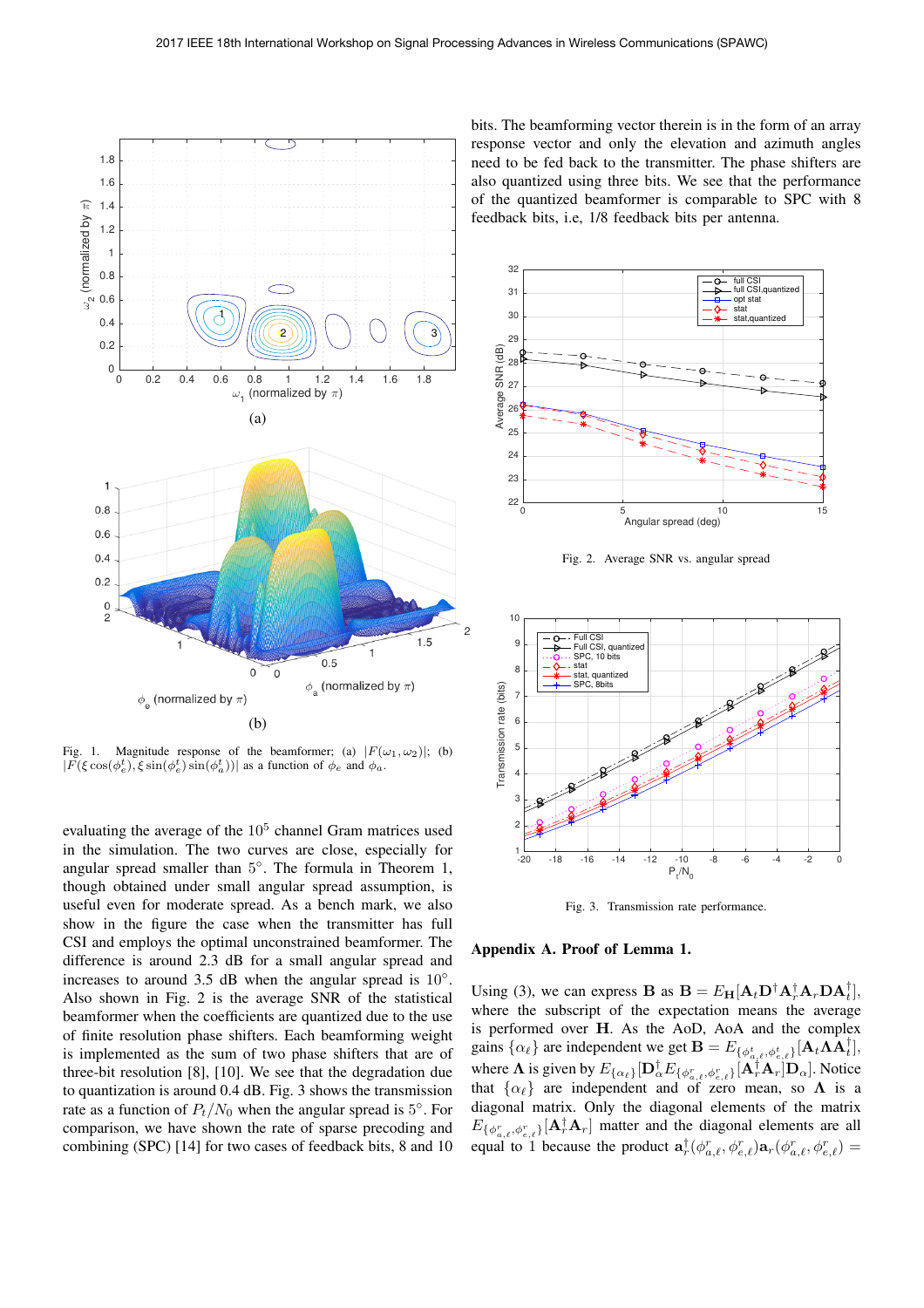Fig. 1. Magnitude response of the beamformer; (a) $|F(\omega_1, \omega_2)|$; (b) $|F(\xi \cos(\phi_e^t), \xi \sin(\phi_e^t) \sin(\phi_a^t))|$ as a function of $\phi_e$ and $\phi_a$.

evaluating the average of the $10^5$ channel Gram matrices used in the simulation. The two curves are close, especially for angular spread smaller than $5^\circ$. The formula in Theorem 1, though obtained under small angular spread assumption, is useful even for moderate spread. As a bench mark, we also show in the figure the case when the transmitter has full CSI and employs the optimal unconstrained beamformer. The difference is around 2.3 dB for a small angular spread and increases to around 3.5 dB when the angular spread is $10^\circ$. Also shown in Fig. 2 is the average SNR of the statistical beamformer when the coefficients are quantized due to the use of finite resolution phase shifters. Each beamforming weight is implemented as the sum of two phase shifters that are of three-bit resolution [8], [10]. We see that the degradation due to quantization is around 0.4 dB. Fig. 3 shows the transmission rate as a function of $P_t/N_0$ when the angular spread is $5^\circ$. For comparison, we have shown the rate of sparse precoding and combining (SPC) [14] for two cases of feedback bits, 8 and 10 bits. The beamforming vector therein is in the form of an array response vector and only the elevation and azimuth angles need to be fed back to the transmitter. The phase shifters are also quantized using three bits. We see that the performance of the quantized beamformer is comparable to SPC with 8 feedback bits, i.e, 1/8 feedback bits per antenna.

Fig. 2. Average SNR vs. angular spread

Fig. 3. Transmission rate performance.

## Appendix A. Proof of Lemma 1.

Using (3), we can express $\mathbf{B}$ as $\mathbf{B} = E_{\mathbf{H}}[\mathbf{A}_t \mathbf{D}^\dagger \mathbf{A}_r^\dagger \mathbf{A}_r \mathbf{D} \mathbf{A}_t^\dagger]$, where the subscript of the expectation means the average is performed over $\mathbf{H}$. As the AoD, AoA and the complex gains $\{\alpha_\ell\}$ are independent we get $\mathbf{B} = E_{\{\phi_{a,\ell}^t, \phi_{e,\ell}^t\}}[\mathbf{A}_t \mathbf{\Lambda} \mathbf{A}_t^\dagger]$, where $\mathbf{\Lambda}$ is given by $E_{\{\alpha_\ell\}}[\mathbf{D}_\alpha^\dagger E_{\{\phi_{a,\ell}^r, \phi_{e,\ell}^r\}}[\mathbf{A}_r^\dagger \mathbf{A}_r] \mathbf{D}_\alpha]$. Notice that $\{\alpha_\ell\}$ are independent and of zero mean, so $\mathbf{\Lambda}$ is a diagonal matrix. Only the diagonal elements of the matrix $E_{\{\phi_{a,\ell}^r, \phi_{e,\ell}^r\}}[\mathbf{A}_r^\dagger \mathbf{A}_r]$ matter and the diagonal elements are all equal to 1 because the product $\mathbf{a}_r^\dagger(\phi_{a,\ell}^r, \phi_{e,\ell}^r)\mathbf{a}_r(\phi_{a,\ell}^r, \phi_{e,\ell}^r) =$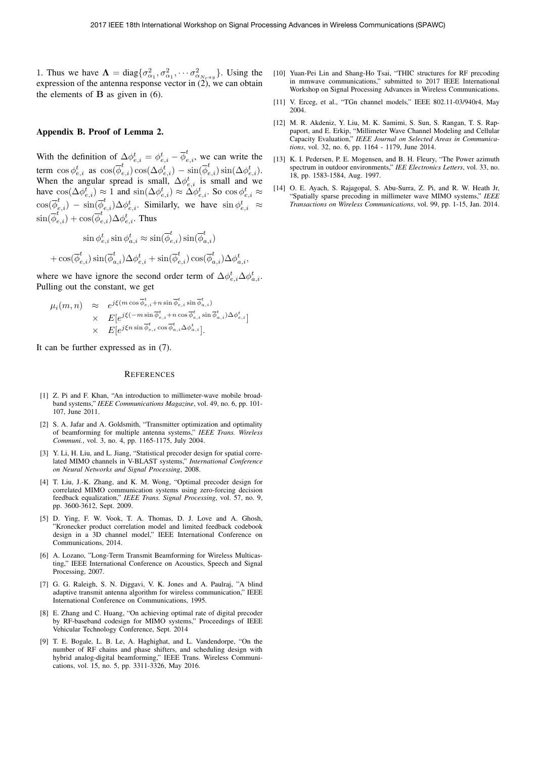1. Thus we have $\mathbf{\Lambda} = \text{diag}\{\sigma_{\alpha_1}^2, \sigma_{\alpha_1}^2, \cdots \sigma_{\alpha_{N_{ray}}}^2\}$. Using the expression of the antenna response vector in (2), we can obtain the elements of $\mathbf{B}$ as given in (6).

### Appendix B. Proof of Lemma 2.

With the definition of $\Delta\phi_{e,i}^t = \phi_{e,i}^t - \overline{\phi}_{e,i}^t$, we can write the term $\cos\phi_{e,i}^t$ as $\cos(\overline{\phi}_{e,i}^t)\cos(\Delta\phi_{e,i}^t) - \sin(\overline{\phi}_{e,i}^t)\sin(\Delta\phi_{e,i}^t)$. When the angular spread is small, $\Delta\phi_{e,i}^t$ is small and we have $\cos(\Delta\phi_{e,i}^t) \approx 1$ and $\sin(\Delta\phi_{e,i}^t) \approx \Delta\phi_{e,i}^t$. So $\cos\phi_{e,i}^t \approx \cos(\overline{\phi}_{e,i}^t) - \sin(\overline{\phi}_{e,i}^t)\Delta\phi_{e,i}^t$. Similarly, we have $\sin\phi_{e,i}^t \approx \sin(\overline{\phi}_{e,i}^t) + \cos(\overline{\phi}_{e,i}^t)\Delta\phi_{e,i}^t$. Thus

$$\sin\phi_{e,i}^t \sin\phi_{a,i}^t \approx \sin(\overline{\phi}_{e,i}^t)\sin(\overline{\phi}_{a,i}^t)$$

$$+\cos(\overline{\phi}_{e,i}^t)\sin(\overline{\phi}_{a,i}^t)\Delta\phi_{e,i}^t + \sin(\overline{\phi}_{e,i}^t)\cos(\overline{\phi}_{a,i}^t)\Delta\phi_{a,i}^t,$$

where we have ignore the second order term of $\Delta\phi_{e,i}^t\Delta\phi_{a,i}^t$. Pulling out the constant, we get

$$\begin{aligned}
\mu_i(m,n) \;\approx\; & e^{j\xi(m\cos\overline{\phi}_{e,i}^t + n\sin\overline{\phi}_{e,i}^t\sin\overline{\phi}_{a,i}^t)} \\
\times\; & E[e^{j\xi(-m\sin\overline{\phi}_{e,i}^t + n\cos\overline{\phi}_{e,i}^t\sin\overline{\phi}_{a,i}^t)\Delta\phi_{e,i}^t}] \\
\times\; & E[e^{j\xi n\sin\overline{\phi}_{e,i}^t\cos\overline{\phi}_{a,i}^t\Delta\phi_{a,i}^t}].
\end{aligned}$$

It can be further expressed as in (7).

## REFERENCES

[1] Z. Pi and F. Khan, "An introduction to millimeter-wave mobile broadband systems," *IEEE Communications Magazine*, vol. 49, no. 6, pp. 101-107, June 2011.

[2] S. A. Jafar and A. Goldsmith, "Transmitter optimization and optimality of beamforming for multiple antenna systems," *IEEE Trans. Wireless Communi.*, vol. 3, no. 4, pp. 1165-1175, July 2004.

[3] Y. Li, H. Liu, and L. Jiang, "Statistical precoder design for spatial correlated MIMO channels in V-BLAST systems," *International Conference on Neural Networks and Signal Processing*, 2008.

[4] T. Liu, J.-K. Zhang, and K. M. Wong, "Optimal precoder design for correlated MIMO communication systems using zero-forcing decision feedback equalization," *IEEE Trans. Signal Processing*, vol. 57, no. 9, pp. 3600-3612, Sept. 2009.

[5] D. Ying, F. W. Vook, T. A. Thomas, D. J. Love and A. Ghosh, "Kronecker product correlation model and limited feedback codebook design in a 3D channel model," IEEE International Conference on Communications, 2014.

[6] A. Lozano, "Long-Term Transmit Beamforming for Wireless Multicasting," IEEE International Conference on Acoustics, Speech and Signal Processing, 2007.

[7] G. G. Raleigh, S. N. Diggavi, V. K. Jones and A. Paulraj, "A blind adaptive transmit antenna algorithm for wireless communication," IEEE International Conference on Communications, 1995.

[8] E. Zhang and C. Huang, "On achieving optimal rate of digital precoder by RF-baseband codesign for MIMO systems," Proceedings of IEEE Vehicular Technology Conference, Sept. 2014

[9] T. E. Bogale, L. B. Le, A. Haghighat, and L. Vandendorpe, "On the number of RF chains and phase shifters, and scheduling design with hybrid analog-digital beamforming," IEEE Trans. Wireless Communications, vol. 15, no. 5, pp. 3311-3326, May 2016.

[10] Yuan-Pei Lin and Shang-Ho Tsai, "THIC structures for RF precoding in mmwave communications," submitted to 2017 IEEE International Workshop on Signal Processing Advances in Wireless Communications.

[11] V. Erceg, et al., "TGn channel models," IEEE 802.11-03/940r4, May 2004.

[12] M. R. Akdeniz, Y. Liu, M. K. Samimi, S. Sun, S. Rangan, T. S. Rappaport, and E. Erkip, "Millimeter Wave Channel Modeling and Cellular Capacity Evaluation," *IEEE Journal on Selected Areas in Communications*, vol. 32, no. 6, pp. 1164 - 1179, June 2014.

[13] K. I. Pedersen, P. E. Mogensen, and B. H. Fleury, "The Power azimuth spectrum in outdoor environments," *IEE Electronics Letters*, vol. 33, no. 18, pp. 1583-1584, Aug. 1997.

[14] O. E. Ayach, S. Rajagopal, S. Abu-Surra, Z. Pi, and R. W. Heath Jr, "Spatially sparse precoding in millimeter wave MIMO systems," *IEEE Transactions on Wireless Communications*, vol. 99, pp. 1-15, Jan. 2014.